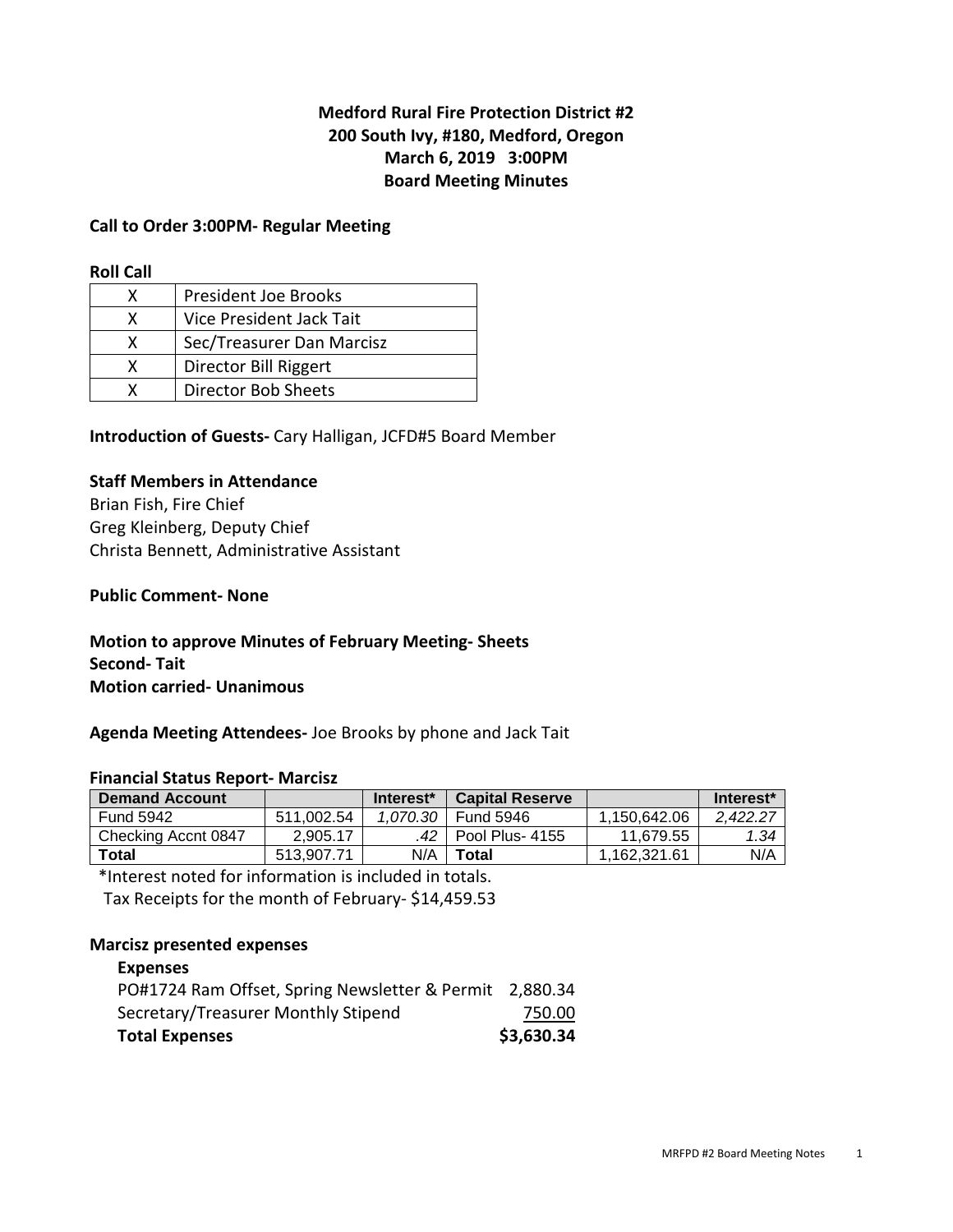# Medford Rural Fire Protection District #2
## 200 South Ivy, #180, Medford, Oregon
## March 6, 2019 3:00PM
## Board Meeting Minutes

**Call to Order 3:00PM- Regular Meeting**

**Roll Call**

| | |
|---|---|
| X | President Joe Brooks |
| X | Vice President Jack Tait |
| X | Sec/Treasurer Dan Marcisz |
| X | Director Bill Riggert |
| X | Director Bob Sheets |

**Introduction of Guests-** Cary Halligan, JCFD#5 Board Member

**Staff Members in Attendance**
Brian Fish, Fire Chief
Greg Kleinberg, Deputy Chief
Christa Bennett, Administrative Assistant

**Public Comment- None**

**Motion to approve Minutes of February Meeting- Sheets**
**Second- Tait**
**Motion carried- Unanimous**

**Agenda Meeting Attendees-** Joe Brooks by phone and Jack Tait

**Financial Status Report- Marcisz**

| Demand Account | | Interest* | Capital Reserve | | Interest* |
|---|---|---|---|---|---|
| Fund 5942 | 511,002.54 | *1,070.30* | Fund 5946 | 1,150,642.06 | *2,422.27* |
| Checking Accnt 0847 | 2,905.17 | *.42* | Pool Plus- 4155 | 11,679.55 | *1.34* |
| **Total** | 513,907.71 | N/A | **Total** | 1,162,321.61 | N/A |

\*Interest noted for information is included in totals.
Tax Receipts for the month of February- $14,459.53

**Marcisz presented expenses**

**Expenses**

| | |
|---|---|
| PO#1724 Ram Offset, Spring Newsletter & Permit | 2,880.34 |
| Secretary/Treasurer Monthly Stipend | 750.00 |
| **Total Expenses** | **$3,630.34** |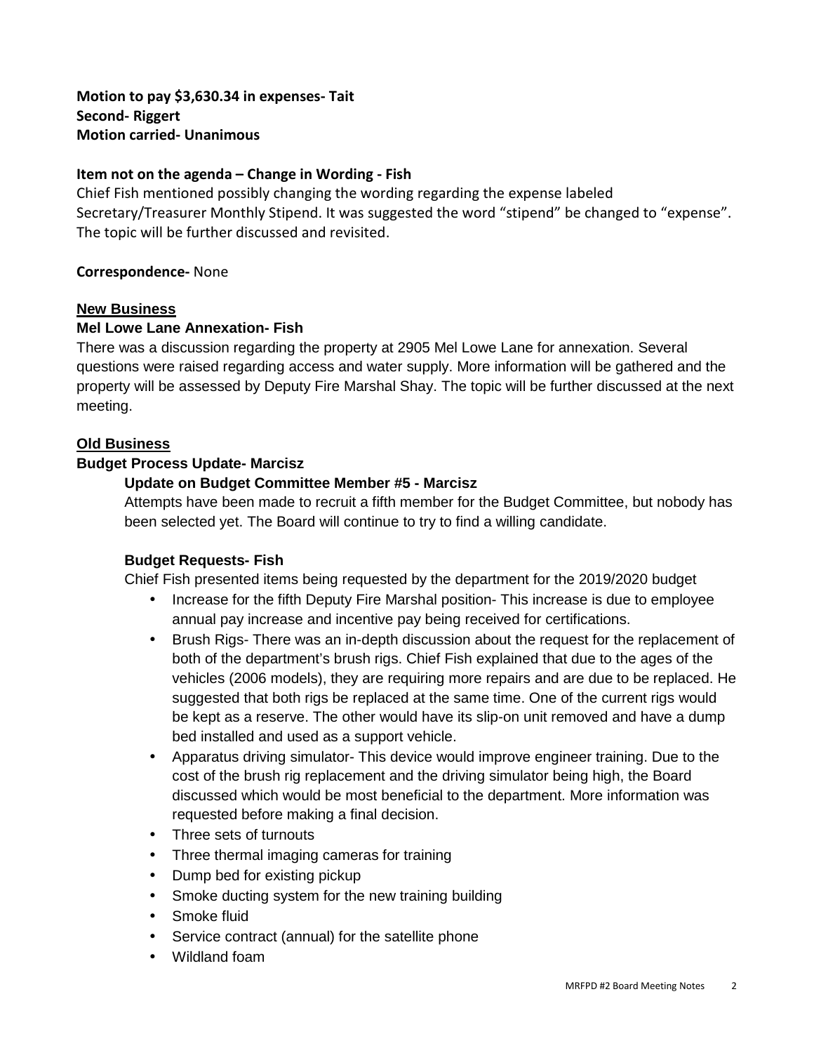**Motion to pay $3,630.34 in expenses- Tait**
**Second- Riggert**
**Motion carried- Unanimous**

**Item not on the agenda – Change in Wording - Fish**

Chief Fish mentioned possibly changing the wording regarding the expense labeled Secretary/Treasurer Monthly Stipend. It was suggested the word "stipend" be changed to "expense". The topic will be further discussed and revisited.

**Correspondence-** None

## New Business

**Mel Lowe Lane Annexation- Fish**

There was a discussion regarding the property at 2905 Mel Lowe Lane for annexation. Several questions were raised regarding access and water supply. More information will be gathered and the property will be assessed by Deputy Fire Marshal Shay. The topic will be further discussed at the next meeting.

## Old Business

**Budget Process Update- Marcisz**

**Update on Budget Committee Member #5 - Marcisz**

Attempts have been made to recruit a fifth member for the Budget Committee, but nobody has been selected yet. The Board will continue to try to find a willing candidate.

**Budget Requests- Fish**

Chief Fish presented items being requested by the department for the 2019/2020 budget

- Increase for the fifth Deputy Fire Marshal position- This increase is due to employee annual pay increase and incentive pay being received for certifications.
- Brush Rigs- There was an in-depth discussion about the request for the replacement of both of the department's brush rigs. Chief Fish explained that due to the ages of the vehicles (2006 models), they are requiring more repairs and are due to be replaced. He suggested that both rigs be replaced at the same time. One of the current rigs would be kept as a reserve. The other would have its slip-on unit removed and have a dump bed installed and used as a support vehicle.
- Apparatus driving simulator- This device would improve engineer training. Due to the cost of the brush rig replacement and the driving simulator being high, the Board discussed which would be most beneficial to the department. More information was requested before making a final decision.
- Three sets of turnouts
- Three thermal imaging cameras for training
- Dump bed for existing pickup
- Smoke ducting system for the new training building
- Smoke fluid
- Service contract (annual) for the satellite phone
- Wildland foam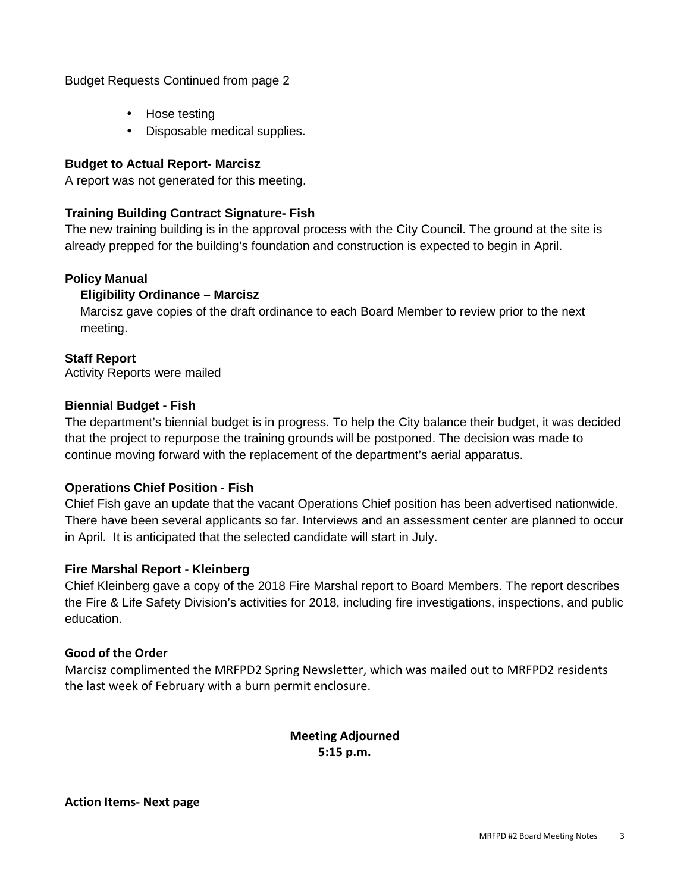Budget Requests Continued from page 2

- Hose testing
- Disposable medical supplies.

**Budget to Actual Report- Marcisz**

A report was not generated for this meeting.

**Training Building Contract Signature- Fish**

The new training building is in the approval process with the City Council. The ground at the site is already prepped for the building's foundation and construction is expected to begin in April.

**Policy Manual**

**Eligibility Ordinance – Marcisz**

Marcisz gave copies of the draft ordinance to each Board Member to review prior to the next meeting.

**Staff Report**

Activity Reports were mailed

**Biennial Budget - Fish**

The department's biennial budget is in progress. To help the City balance their budget, it was decided that the project to repurpose the training grounds will be postponed. The decision was made to continue moving forward with the replacement of the department's aerial apparatus.

**Operations Chief Position - Fish**

Chief Fish gave an update that the vacant Operations Chief position has been advertised nationwide. There have been several applicants so far. Interviews and an assessment center are planned to occur in April. It is anticipated that the selected candidate will start in July.

**Fire Marshal Report - Kleinberg**

Chief Kleinberg gave a copy of the 2018 Fire Marshal report to Board Members. The report describes the Fire & Life Safety Division's activities for 2018, including fire investigations, inspections, and public education.

**Good of the Order**

Marcisz complimented the MRFPD2 Spring Newsletter, which was mailed out to MRFPD2 residents the last week of February with a burn permit enclosure.

**Meeting Adjourned**
**5:15 p.m.**

**Action Items- Next page**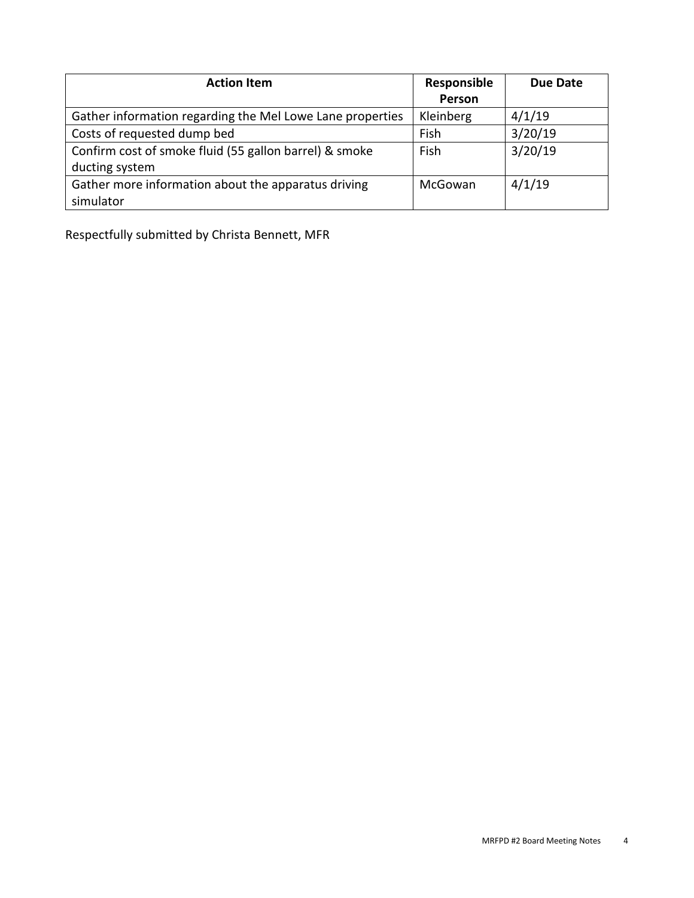| Action Item | Responsible Person | Due Date |
| --- | --- | --- |
| Gather information regarding the Mel Lowe Lane properties | Kleinberg | 4/1/19 |
| Costs of requested dump bed | Fish | 3/20/19 |
| Confirm cost of smoke fluid (55 gallon barrel) & smoke ducting system | Fish | 3/20/19 |
| Gather more information about the apparatus driving simulator | McGowan | 4/1/19 |

Respectfully submitted by Christa Bennett, MFR